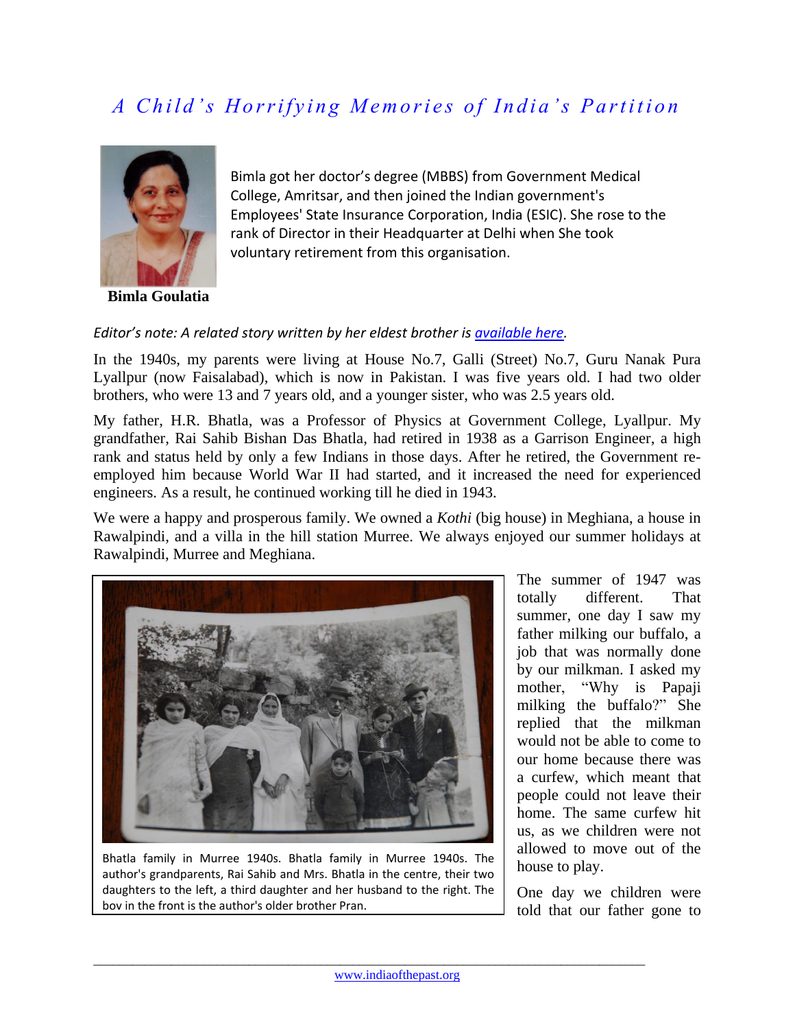# *A Child's Horrifying Memories of India's Partition*

**Bimla Goulatia**

Bimla got her doctor's degree (MBBS) from Government Medical College, Amritsar, and then joined the Indian government's Employees' State Insurance Corporation, India (ESIC). She rose to the rank of Director in their Headquarter at Delhi when She took voluntary retirement from this organisation.

*Editor's note: A related story written by her eldest brother is available here.*

In the 1940s, my parents were living at House No.7, Galli (Street) No.7, Guru Nanak Pura Lyallpur (now Faisalabad), which is now in Pakistan. I was five years old. I had two older brothers, who were 13 and 7 years old, and a younger sister, who was 2.5 years old.

My father, H.R. Bhatla, was a Professor of Physics at Government College, Lyallpur. My grandfather, Rai Sahib Bishan Das Bhatla, had retired in 1938 as a Garrison Engineer, a high rank and status held by only a few Indians in those days. After he retired, the Government re-employed him because World War II had started, and it increased the need for experienced engineers. As a result, he continued working till he died in 1943.

We were a happy and prosperous family. We owned a *Kothi* (big house) in Meghiana, a house in Rawalpindi, and a villa in the hill station Murree. We always enjoyed our summer holidays at Rawalpindi, Murree and Meghiana.

Bhatla family in Murree 1940s. Bhatla family in Murree 1940s. The author's grandparents, Rai Sahib and Mrs. Bhatla in the centre, their two daughters to the left, a third daughter and her husband to the right. The boy in the front is the author's older brother Pran.

The summer of 1947 was totally different. That summer, one day I saw my father milking our buffalo, a job that was normally done by our milkman. I asked my mother, "Why is Papaji milking the buffalo?" She replied that the milkman would not be able to come to our home because there was a curfew, which meant that people could not leave their home. The same curfew hit us, as we children were not allowed to move out of the house to play.

One day we children were told that our father gone to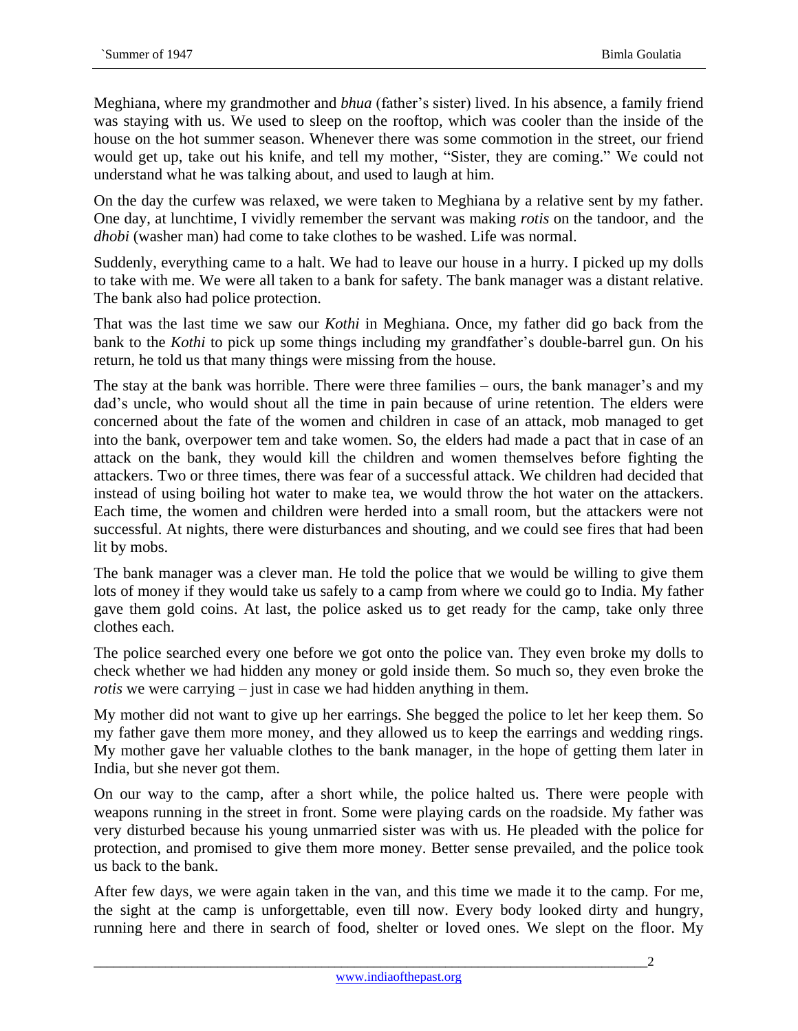Meghiana, where my grandmother and *bhua* (father's sister) lived. In his absence, a family friend was staying with us. We used to sleep on the rooftop, which was cooler than the inside of the house on the hot summer season. Whenever there was some commotion in the street, our friend would get up, take out his knife, and tell my mother, "Sister, they are coming." We could not understand what he was talking about, and used to laugh at him.

On the day the curfew was relaxed, we were taken to Meghiana by a relative sent by my father. One day, at lunchtime, I vividly remember the servant was making *rotis* on the tandoor, and the *dhobi* (washer man) had come to take clothes to be washed. Life was normal.

Suddenly, everything came to a halt. We had to leave our house in a hurry. I picked up my dolls to take with me. We were all taken to a bank for safety. The bank manager was a distant relative. The bank also had police protection.

That was the last time we saw our *Kothi* in Meghiana. Once, my father did go back from the bank to the *Kothi* to pick up some things including my grandfather's double-barrel gun. On his return, he told us that many things were missing from the house.

The stay at the bank was horrible. There were three families – ours, the bank manager's and my dad's uncle, who would shout all the time in pain because of urine retention. The elders were concerned about the fate of the women and children in case of an attack, mob managed to get into the bank, overpower tem and take women. So, the elders had made a pact that in case of an attack on the bank, they would kill the children and women themselves before fighting the attackers. Two or three times, there was fear of a successful attack. We children had decided that instead of using boiling hot water to make tea, we would throw the hot water on the attackers. Each time, the women and children were herded into a small room, but the attackers were not successful. At nights, there were disturbances and shouting, and we could see fires that had been lit by mobs.

The bank manager was a clever man. He told the police that we would be willing to give them lots of money if they would take us safely to a camp from where we could go to India. My father gave them gold coins. At last, the police asked us to get ready for the camp, take only three clothes each.

The police searched every one before we got onto the police van. They even broke my dolls to check whether we had hidden any money or gold inside them. So much so, they even broke the *rotis* we were carrying – just in case we had hidden anything in them.

My mother did not want to give up her earrings. She begged the police to let her keep them. So my father gave them more money, and they allowed us to keep the earrings and wedding rings. My mother gave her valuable clothes to the bank manager, in the hope of getting them later in India, but she never got them.

On our way to the camp, after a short while, the police halted us. There were people with weapons running in the street in front. Some were playing cards on the roadside. My father was very disturbed because his young unmarried sister was with us. He pleaded with the police for protection, and promised to give them more money. Better sense prevailed, and the police took us back to the bank.

After few days, we were again taken in the van, and this time we made it to the camp. For me, the sight at the camp is unforgettable, even till now. Every body looked dirty and hungry, running here and there in search of food, shelter or loved ones. We slept on the floor. My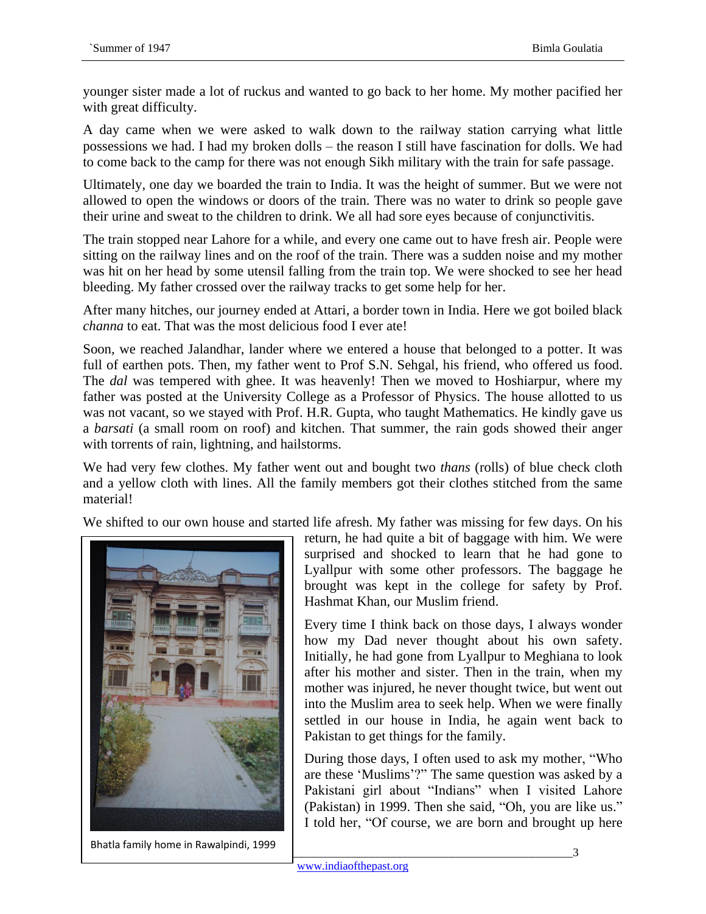younger sister made a lot of ruckus and wanted to go back to her home. My mother pacified her with great difficulty.

A day came when we were asked to walk down to the railway station carrying what little possessions we had. I had my broken dolls – the reason I still have fascination for dolls. We had to come back to the camp for there was not enough Sikh military with the train for safe passage.

Ultimately, one day we boarded the train to India. It was the height of summer. But we were not allowed to open the windows or doors of the train. There was no water to drink so people gave their urine and sweat to the children to drink. We all had sore eyes because of conjunctivitis.

The train stopped near Lahore for a while, and every one came out to have fresh air. People were sitting on the railway lines and on the roof of the train. There was a sudden noise and my mother was hit on her head by some utensil falling from the train top. We were shocked to see her head bleeding. My father crossed over the railway tracks to get some help for her.

After many hitches, our journey ended at Attari, a border town in India. Here we got boiled black *channa* to eat. That was the most delicious food I ever ate!

Soon, we reached Jalandhar, lander where we entered a house that belonged to a potter. It was full of earthen pots. Then, my father went to Prof S.N. Sehgal, his friend, who offered us food. The *dal* was tempered with ghee. It was heavenly! Then we moved to Hoshiarpur, where my father was posted at the University College as a Professor of Physics. The house allotted to us was not vacant, so we stayed with Prof. H.R. Gupta, who taught Mathematics. He kindly gave us a *barsati* (a small room on roof) and kitchen. That summer, the rain gods showed their anger with torrents of rain, lightning, and hailstorms.

We had very few clothes. My father went out and bought two *thans* (rolls) of blue check cloth and a yellow cloth with lines. All the family members got their clothes stitched from the same material!

We shifted to our own house and started life afresh. My father was missing for few days. On his return, he had quite a bit of baggage with him. We were surprised and shocked to learn that he had gone to Lyallpur with some other professors. The baggage he brought was kept in the college for safety by Prof. Hashmat Khan, our Muslim friend.

Every time I think back on those days, I always wonder how my Dad never thought about his own safety. Initially, he had gone from Lyallpur to Meghiana to look after his mother and sister. Then in the train, when my mother was injured, he never thought twice, but went out into the Muslim area to seek help. When we were finally settled in our house in India, he again went back to Pakistan to get things for the family.

During those days, I often used to ask my mother, "Who are these 'Muslims'?" The same question was asked by a Pakistani girl about "Indians" when I visited Lahore (Pakistan) in 1999. Then she said, "Oh, you are like us." I told her, "Of course, we are born and brought up here

Bhatla family home in Rawalpindi, 1999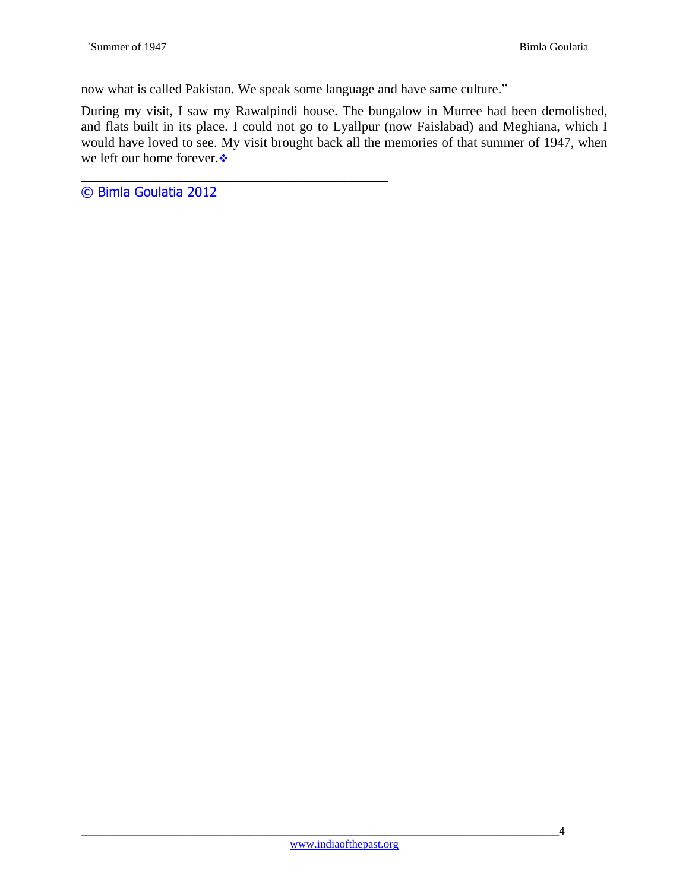now what is called Pakistan. We speak some language and have same culture."

During my visit, I saw my Rawalpindi house. The bungalow in Murree had been demolished, and flats built in its place. I could not go to Lyallpur (now Faislabad) and Meghiana, which I would have loved to see. My visit brought back all the memories of that summer of 1947, when we left our home forever.❖

---

© Bimla Goulatia 2012